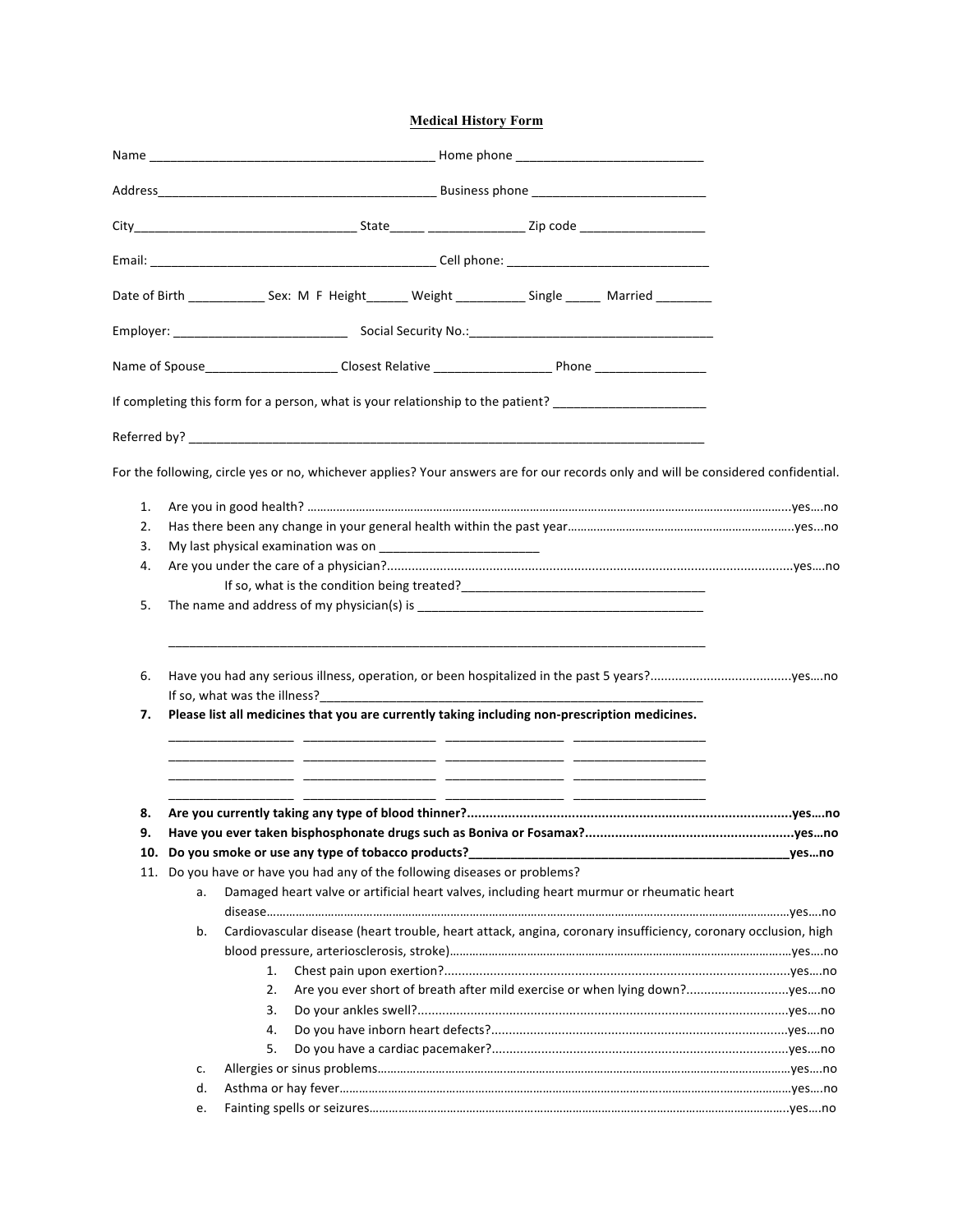# Medical History Form

Name ________________________________________ Home phone ___________________________

Address________________________________________ Business phone _________________________

City________________________________ State_____ ______________ Zip code __________________

Email: ________________________________________ Cell phone: _____________________________

Date of Birth ___________ Sex: M F Height______ Weight __________ Single _____ Married ________

Employer: _________________________ Social Security No.:___________________________________

Name of Spouse___________________ Closest Relative _________________ Phone ________________

If completing this form for a person, what is your relationship to the patient? ______________________

Referred by? ___________________________________________________________________________

For the following, circle yes or no, whichever applies? Your answers are for our records only and will be considered confidential.

1. Are you in good health? ...........................................................................................yes...no
2. Has there been any change in your general health within the past year.....................................yes...no
3. My last physical examination was on _______________________
4. Are you under the care of a physician?...........................................................................yes....no
   If so, what is the condition being treated?___________________________________
5. The name and address of my physician(s) is __________________________________________

   ______________________________________________________________________________

6. Have you had any serious illness, operation, or been hospitalized in the past 5 years?........................yes....no
   If so, what was the illness?________________________________________________________
7. **Please list all medicines that you are currently taking including non-prescription medicines.**

   __________________ __________________ __________________ __________________
   __________________ __________________ __________________ __________________
   __________________ __________________ __________________ __________________
   __________________ __________________ __________________ __________________

8. **Are you currently taking any type of blood thinner?.......................................................yes....no**
9. **Have you ever taken bisphosphonate drugs such as Boniva or Fosamax?.....................................yes...no**
10. **Do you smoke or use any type of tobacco products?_______________________________________yes...no**
11. Do you have or have you had any of the following diseases or problems?
    a. Damaged heart valve or artificial heart valves, including heart murmur or rheumatic heart disease..........................................................................................yes....no
    b. Cardiovascular disease (heart trouble, heart attack, angina, coronary insufficiency, coronary occlusion, high blood pressure, arteriosclerosis, stroke)..................................................yes....no
       1. Chest pain upon exertion?................................................................yes....no
       2. Are you ever short of breath after mild exercise or when lying down?............................yes....no
       3. Do your ankles swell?....................................................................yes....no
       4. Do you have inborn heart defects?.........................................................yes....no
       5. Do you have a cardiac pacemaker?..........................................................yes....no
    c. Allergies or sinus problems...............................................................yes....no
    d. Asthma or hay fever.......................................................................yes....no
    e. Fainting spells or seizures...............................................................yes....no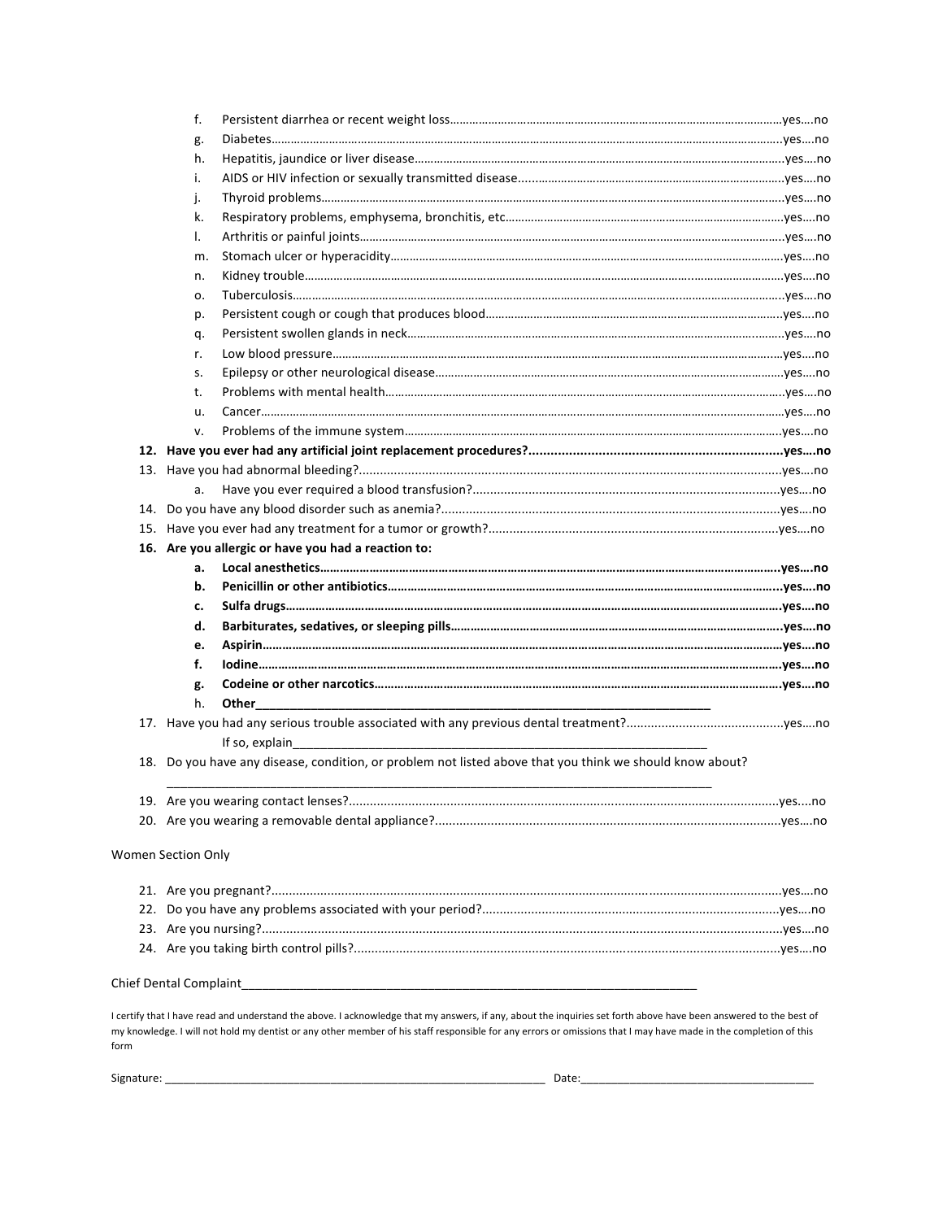f. Persistent diarrhea or recent weight loss……………………………………………………………………………………yes….no
   g. Diabetes………………………………………………………………………………………………………………………………………yes….no
   h. Hepatitis, jaundice or liver disease………………………………………………………………………………………………yes….no
   i. AIDS or HIV infection or sexually transmitted disease..................................................................................yes….no
   j. Thyroid problems……………………………………………………………………………………………………………………………yes….no
   k. Respiratory problems, emphysema, bronchitis, etc…………………………………………………………………………yes….no
   l. Arthritis or painful joints…………………………………………………………………………………………………………………yes….no
   m. Stomach ulcer or hyperacidity…………………………………………………………………………………………………………yes….no
   n. Kidney trouble…………………………………………………………………………………………………………………………………yes….no
   o. Tuberculosis……………………………………………………………………………………………………………………………………yes….no
   p. Persistent cough or cough that produces blood…………………………………………………………………………….yes….no
   q. Persistent swollen glands in neck……………………………………………………………………………………………………yes….no
   r. Low blood pressure…………………………………………………………………………………………………………………………yes….no
   s. Epilepsy or other neurological disease……………………………………………………………………………………………yes….no
   t. Problems with mental health…………………………………………………………………………………………………………..yes….no
   u. Cancer……………………………………………………………………………………………………………………………………………yes….no
   v. Problems of the immune system……………………………………………………………………………………………………yes….no

12. **Have you ever had any artificial joint replacement procedures?.....................................................................yes….no**
13. Have you had abnormal bleeding?.........................................................................................................................yes….no
    a. Have you ever required a blood transfusion?........................................................................................yes….no
14. Do you have any blood disorder such as anemia?................................................................................................yes….no
15. Have you ever had any treatment for a tumor or growth?..................................................................................yes….no
16. **Are you allergic or have you had a reaction to:**
    a. **Local anesthetics……………………………………………………………………………………………………………………yes….no**
    b. **Penicillin or other antibiotics………………………………………………………………………………………………….yes….no**
    c. **Sulfa drugs………………………………………………………………………………………………………………………………yes….no**
    d. **Barbiturates, sedatives, or sleeping pills………………………………………………………………………………….yes….no**
    e. **Aspirin……………………………………………………………………………………………………………………………………yes….no**
    f. **Iodine……………………………………………………………………………………………………………………………………..yes….no**
    g. **Codeine or other narcotics……………………………………………………………………………………………………..yes….no**
    h. **Other**_________________________________________________________________________
17. Have you had any serious trouble associated with any previous dental treatment?.............................................yes….no
    If so, explain_______________________________________________________________
18. Do you have any disease, condition, or problem not listed above that you think we should know about?
    ________________________________________________________________________________________
19. Are you wearing contact lenses?...........................................................................................................................yes....no
20. Are you wearing a removable dental appliance?...................................................................................................yes….no

Women Section Only

21. Are you pregnant?..................................................................................................................................................yes….no
22. Do you have any problems associated with your period?.....................................................................................yes….no
23. Are you nursing?.....................................................................................................................................................yes….no
24. Are you taking birth control pills?...........................................................................................................................yes….no

Chief Dental Complaint_________________________________________________________________________

I certify that I have read and understand the above. I acknowledge that my answers, if any, about the inquiries set forth above have been answered to the best of my knowledge. I will not hold my dentist or any other member of his staff responsible for any errors or omissions that I may have made in the completion of this form

Signature: ________________________________________________________________ Date:______________________________________